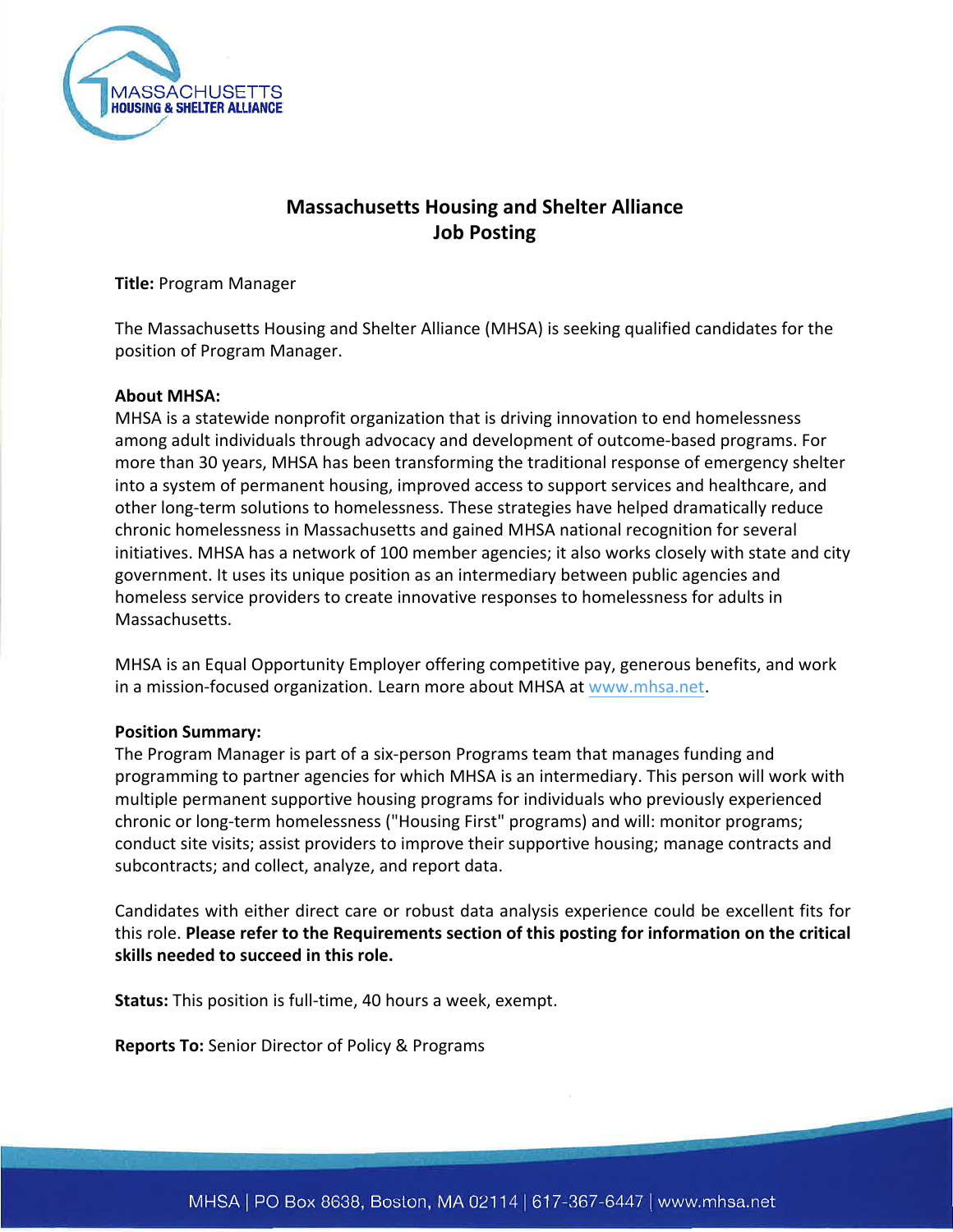# Massachusetts Housing and Shelter Alliance
## Job Posting

**Title:** Program Manager

The Massachusetts Housing and Shelter Alliance (MHSA) is seeking qualified candidates for the position of Program Manager.

**About MHSA:**
MHSA is a statewide nonprofit organization that is driving innovation to end homelessness among adult individuals through advocacy and development of outcome-based programs. For more than 30 years, MHSA has been transforming the traditional response of emergency shelter into a system of permanent housing, improved access to support services and healthcare, and other long-term solutions to homelessness. These strategies have helped dramatically reduce chronic homelessness in Massachusetts and gained MHSA national recognition for several initiatives. MHSA has a network of 100 member agencies; it also works closely with state and city government. It uses its unique position as an intermediary between public agencies and homeless service providers to create innovative responses to homelessness for adults in Massachusetts.

MHSA is an Equal Opportunity Employer offering competitive pay, generous benefits, and work in a mission-focused organization. Learn more about MHSA at www.mhsa.net.

**Position Summary:**
The Program Manager is part of a six-person Programs team that manages funding and programming to partner agencies for which MHSA is an intermediary. This person will work with multiple permanent supportive housing programs for individuals who previously experienced chronic or long-term homelessness ("Housing First" programs) and will: monitor programs; conduct site visits; assist providers to improve their supportive housing; manage contracts and subcontracts; and collect, analyze, and report data.

Candidates with either direct care or robust data analysis experience could be excellent fits for this role. **Please refer to the Requirements section of this posting for information on the critical skills needed to succeed in this role.**

**Status:** This position is full-time, 40 hours a week, exempt.

**Reports To:** Senior Director of Policy & Programs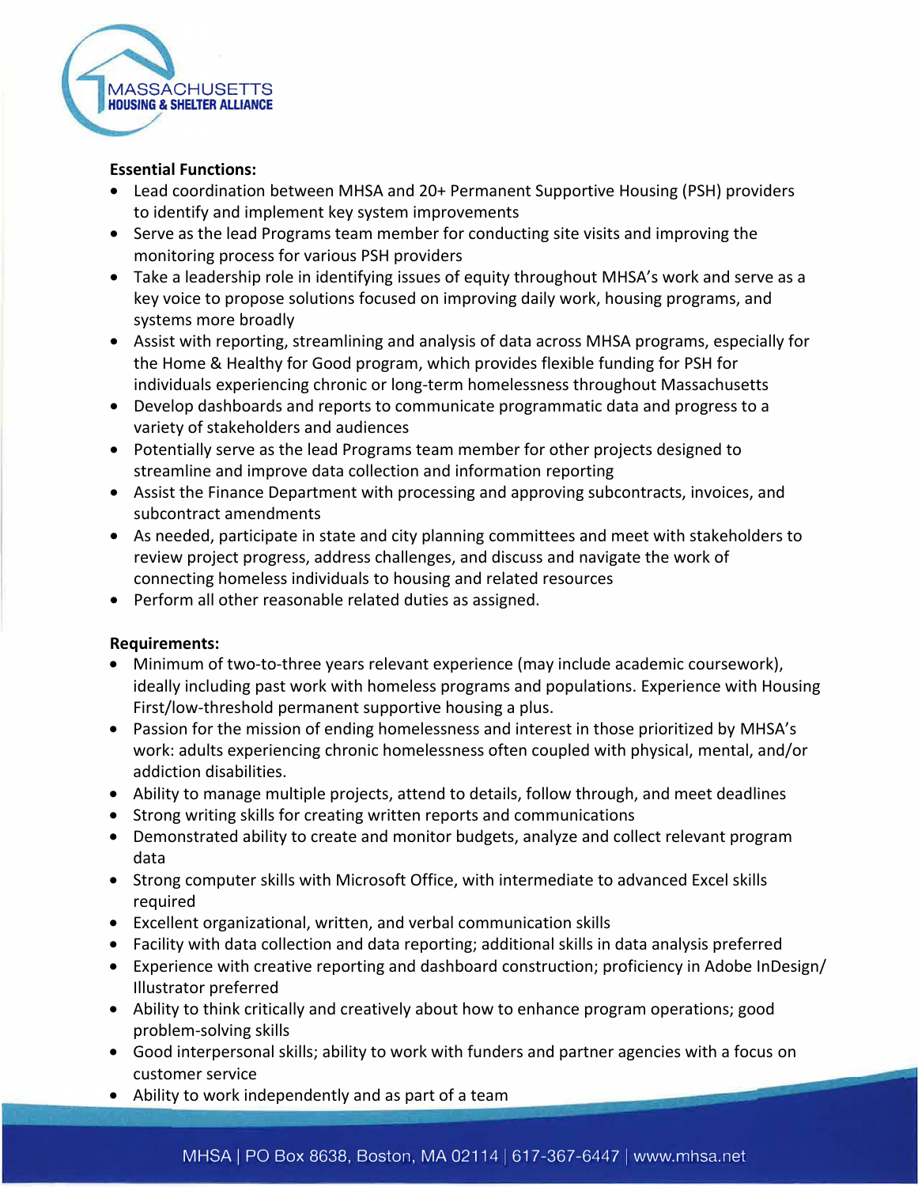**Essential Functions:**

- Lead coordination between MHSA and 20+ Permanent Supportive Housing (PSH) providers to identify and implement key system improvements
- Serve as the lead Programs team member for conducting site visits and improving the monitoring process for various PSH providers
- Take a leadership role in identifying issues of equity throughout MHSA's work and serve as a key voice to propose solutions focused on improving daily work, housing programs, and systems more broadly
- Assist with reporting, streamlining and analysis of data across MHSA programs, especially for the Home & Healthy for Good program, which provides flexible funding for PSH for individuals experiencing chronic or long-term homelessness throughout Massachusetts
- Develop dashboards and reports to communicate programmatic data and progress to a variety of stakeholders and audiences
- Potentially serve as the lead Programs team member for other projects designed to streamline and improve data collection and information reporting
- Assist the Finance Department with processing and approving subcontracts, invoices, and subcontract amendments
- As needed, participate in state and city planning committees and meet with stakeholders to review project progress, address challenges, and discuss and navigate the work of connecting homeless individuals to housing and related resources
- Perform all other reasonable related duties as assigned.

**Requirements:**

- Minimum of two-to-three years relevant experience (may include academic coursework), ideally including past work with homeless programs and populations. Experience with Housing First/low-threshold permanent supportive housing a plus.
- Passion for the mission of ending homelessness and interest in those prioritized by MHSA's work: adults experiencing chronic homelessness often coupled with physical, mental, and/or addiction disabilities.
- Ability to manage multiple projects, attend to details, follow through, and meet deadlines
- Strong writing skills for creating written reports and communications
- Demonstrated ability to create and monitor budgets, analyze and collect relevant program data
- Strong computer skills with Microsoft Office, with intermediate to advanced Excel skills required
- Excellent organizational, written, and verbal communication skills
- Facility with data collection and data reporting; additional skills in data analysis preferred
- Experience with creative reporting and dashboard construction; proficiency in Adobe InDesign/ Illustrator preferred
- Ability to think critically and creatively about how to enhance program operations; good problem-solving skills
- Good interpersonal skills; ability to work with funders and partner agencies with a focus on customer service
- Ability to work independently and as part of a team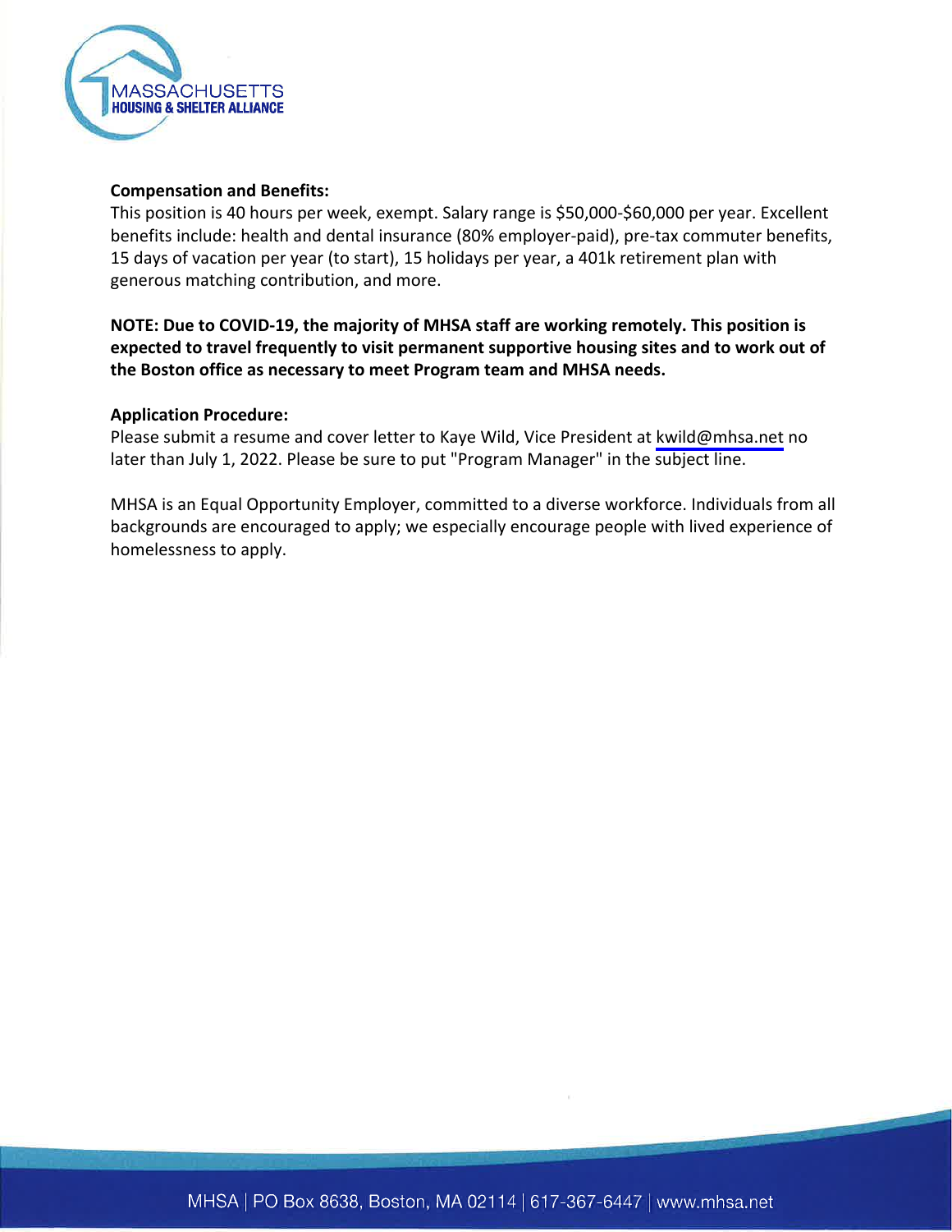**Compensation and Benefits:**
This position is 40 hours per week, exempt. Salary range is $50,000-$60,000 per year. Excellent benefits include: health and dental insurance (80% employer-paid), pre-tax commuter benefits, 15 days of vacation per year (to start), 15 holidays per year, a 401k retirement plan with generous matching contribution, and more.

**NOTE: Due to COVID-19, the majority of MHSA staff are working remotely. This position is expected to travel frequently to visit permanent supportive housing sites and to work out of the Boston office as necessary to meet Program team and MHSA needs.**

**Application Procedure:**
Please submit a resume and cover letter to Kaye Wild, Vice President at kwild@mhsa.net no later than July 1, 2022. Please be sure to put "Program Manager" in the subject line.

MHSA is an Equal Opportunity Employer, committed to a diverse workforce. Individuals from all backgrounds are encouraged to apply; we especially encourage people with lived experience of homelessness to apply.